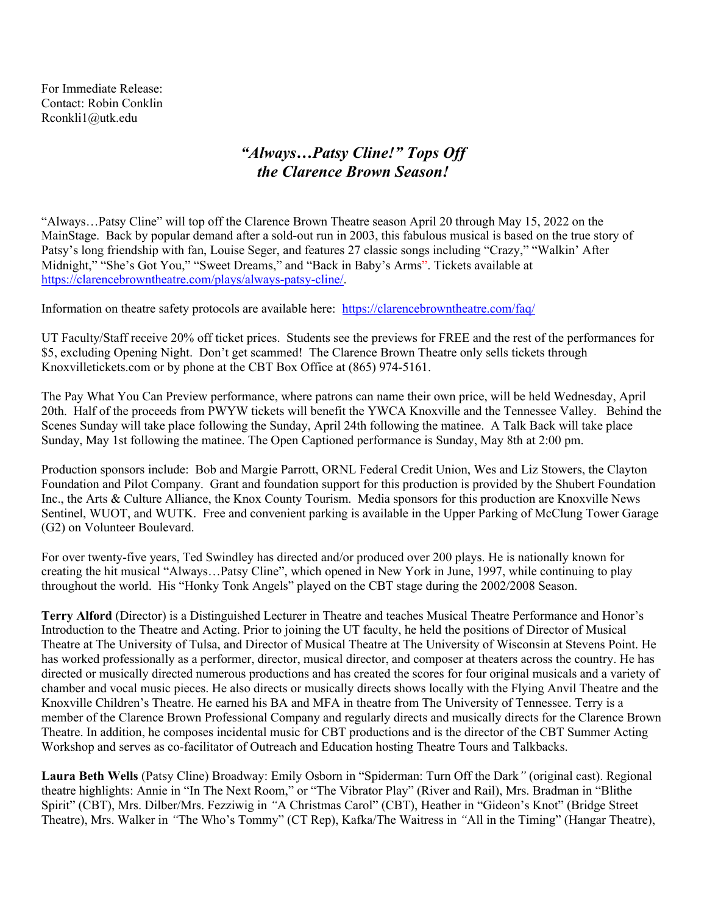For Immediate Release:
Contact: Robin Conklin
Rconkli1@utk.edu

## *"Always…Patsy Cline!" Tops Off the Clarence Brown Season!*

"Always…Patsy Cline" will top off the Clarence Brown Theatre season April 20 through May 15, 2022 on the MainStage. Back by popular demand after a sold-out run in 2003, this fabulous musical is based on the true story of Patsy's long friendship with fan, Louise Seger, and features 27 classic songs including "Crazy," "Walkin' After Midnight," "She's Got You," "Sweet Dreams," and "Back in Baby's Arms". Tickets available at https://clarencebrowntheatre.com/plays/always-patsy-cline/.

Information on theatre safety protocols are available here: https://clarencebrowntheatre.com/faq/

UT Faculty/Staff receive 20% off ticket prices. Students see the previews for FREE and the rest of the performances for $5, excluding Opening Night. Don't get scammed! The Clarence Brown Theatre only sells tickets through Knoxvilletickets.com or by phone at the CBT Box Office at (865) 974-5161.

The Pay What You Can Preview performance, where patrons can name their own price, will be held Wednesday, April 20th. Half of the proceeds from PWYW tickets will benefit the YWCA Knoxville and the Tennessee Valley. Behind the Scenes Sunday will take place following the Sunday, April 24th following the matinee. A Talk Back will take place Sunday, May 1st following the matinee. The Open Captioned performance is Sunday, May 8th at 2:00 pm.

Production sponsors include: Bob and Margie Parrott, ORNL Federal Credit Union, Wes and Liz Stowers, the Clayton Foundation and Pilot Company. Grant and foundation support for this production is provided by the Shubert Foundation Inc., the Arts & Culture Alliance, the Knox County Tourism. Media sponsors for this production are Knoxville News Sentinel, WUOT, and WUTK. Free and convenient parking is available in the Upper Parking of McClung Tower Garage (G2) on Volunteer Boulevard.

For over twenty-five years, Ted Swindley has directed and/or produced over 200 plays. He is nationally known for creating the hit musical "Always…Patsy Cline", which opened in New York in June, 1997, while continuing to play throughout the world. His "Honky Tonk Angels" played on the CBT stage during the 2002/2008 Season.

**Terry Alford** (Director) is a Distinguished Lecturer in Theatre and teaches Musical Theatre Performance and Honor's Introduction to the Theatre and Acting. Prior to joining the UT faculty, he held the positions of Director of Musical Theatre at The University of Tulsa, and Director of Musical Theatre at The University of Wisconsin at Stevens Point. He has worked professionally as a performer, director, musical director, and composer at theaters across the country. He has directed or musically directed numerous productions and has created the scores for four original musicals and a variety of chamber and vocal music pieces. He also directs or musically directs shows locally with the Flying Anvil Theatre and the Knoxville Children's Theatre. He earned his BA and MFA in theatre from The University of Tennessee. Terry is a member of the Clarence Brown Professional Company and regularly directs and musically directs for the Clarence Brown Theatre. In addition, he composes incidental music for CBT productions and is the director of the CBT Summer Acting Workshop and serves as co-facilitator of Outreach and Education hosting Theatre Tours and Talkbacks.

**Laura Beth Wells** (Patsy Cline) Broadway: Emily Osborn in "Spiderman: Turn Off the Dark" (original cast). Regional theatre highlights: Annie in "In The Next Room," or "The Vibrator Play" (River and Rail), Mrs. Bradman in "Blithe Spirit" (CBT), Mrs. Dilber/Mrs. Fezziwig in "A Christmas Carol" (CBT), Heather in "Gideon's Knot" (Bridge Street Theatre), Mrs. Walker in "The Who's Tommy" (CT Rep), Kafka/The Waitress in "All in the Timing" (Hangar Theatre),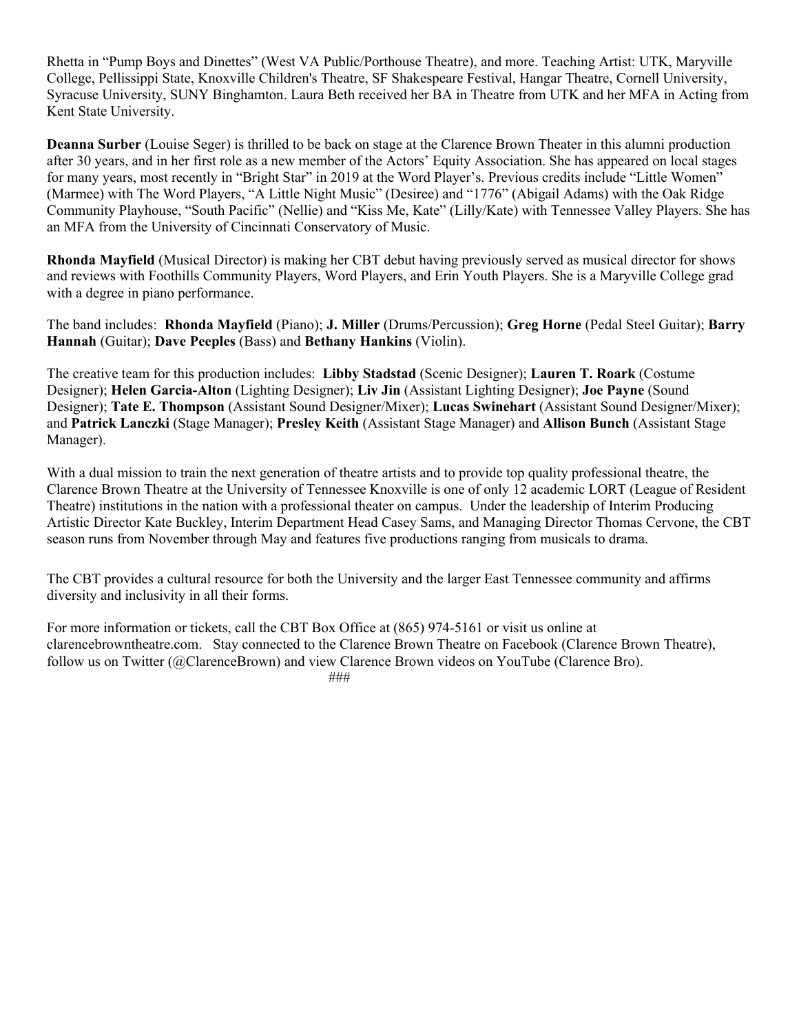Rhetta in "Pump Boys and Dinettes" (West VA Public/Porthouse Theatre), and more. Teaching Artist: UTK, Maryville College, Pellissippi State, Knoxville Children's Theatre, SF Shakespeare Festival, Hangar Theatre, Cornell University, Syracuse University, SUNY Binghamton. Laura Beth received her BA in Theatre from UTK and her MFA in Acting from Kent State University.

**Deanna Surber** (Louise Seger) is thrilled to be back on stage at the Clarence Brown Theater in this alumni production after 30 years, and in her first role as a new member of the Actors' Equity Association. She has appeared on local stages for many years, most recently in "Bright Star" in 2019 at the Word Player's. Previous credits include "Little Women" (Marmee) with The Word Players, "A Little Night Music" (Desiree) and "1776" (Abigail Adams) with the Oak Ridge Community Playhouse, "South Pacific" (Nellie) and "Kiss Me, Kate" (Lilly/Kate) with Tennessee Valley Players. She has an MFA from the University of Cincinnati Conservatory of Music.

**Rhonda Mayfield** (Musical Director) is making her CBT debut having previously served as musical director for shows and reviews with Foothills Community Players, Word Players, and Erin Youth Players. She is a Maryville College grad with a degree in piano performance.

The band includes: **Rhonda Mayfield** (Piano); **J. Miller** (Drums/Percussion); **Greg Horne** (Pedal Steel Guitar); **Barry Hannah** (Guitar); **Dave Peeples** (Bass) and **Bethany Hankins** (Violin).

The creative team for this production includes: **Libby Stadstad** (Scenic Designer); **Lauren T. Roark** (Costume Designer); **Helen Garcia-Alton** (Lighting Designer); **Liv Jin** (Assistant Lighting Designer); **Joe Payne** (Sound Designer); **Tate E. Thompson** (Assistant Sound Designer/Mixer); **Lucas Swinehart** (Assistant Sound Designer/Mixer); and **Patrick Lanczki** (Stage Manager); **Presley Keith** (Assistant Stage Manager) and **Allison Bunch** (Assistant Stage Manager).

With a dual mission to train the next generation of theatre artists and to provide top quality professional theatre, the Clarence Brown Theatre at the University of Tennessee Knoxville is one of only 12 academic LORT (League of Resident Theatre) institutions in the nation with a professional theater on campus. Under the leadership of Interim Producing Artistic Director Kate Buckley, Interim Department Head Casey Sams, and Managing Director Thomas Cervone, the CBT season runs from November through May and features five productions ranging from musicals to drama.

The CBT provides a cultural resource for both the University and the larger East Tennessee community and affirms diversity and inclusivity in all their forms.

For more information or tickets, call the CBT Box Office at (865) 974-5161 or visit us online at clarencebrowntheatre.com. Stay connected to the Clarence Brown Theatre on Facebook (Clarence Brown Theatre), follow us on Twitter (@ClarenceBrown) and view Clarence Brown videos on YouTube (Clarence Bro).

###